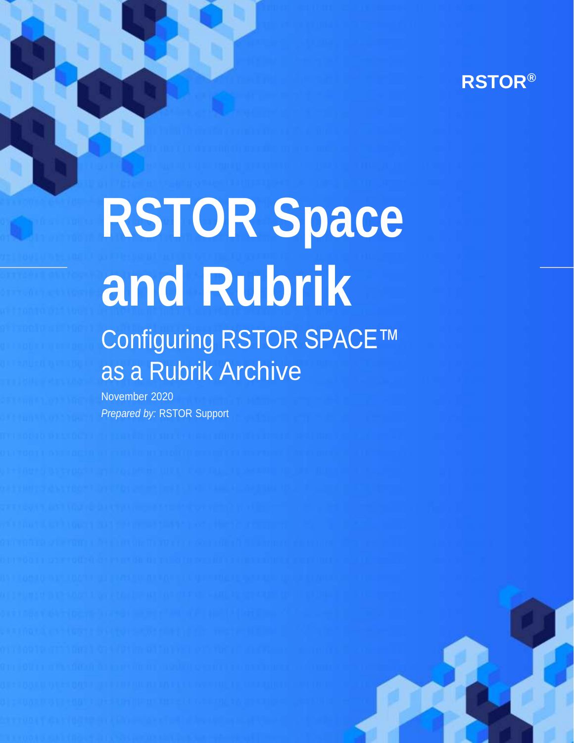RSTOR®

# RSTOR Space and Rubrik

## Configuring RSTOR SPACE™ as a Rubrik Archive

November 2020

*Prepared by:* RSTOR Support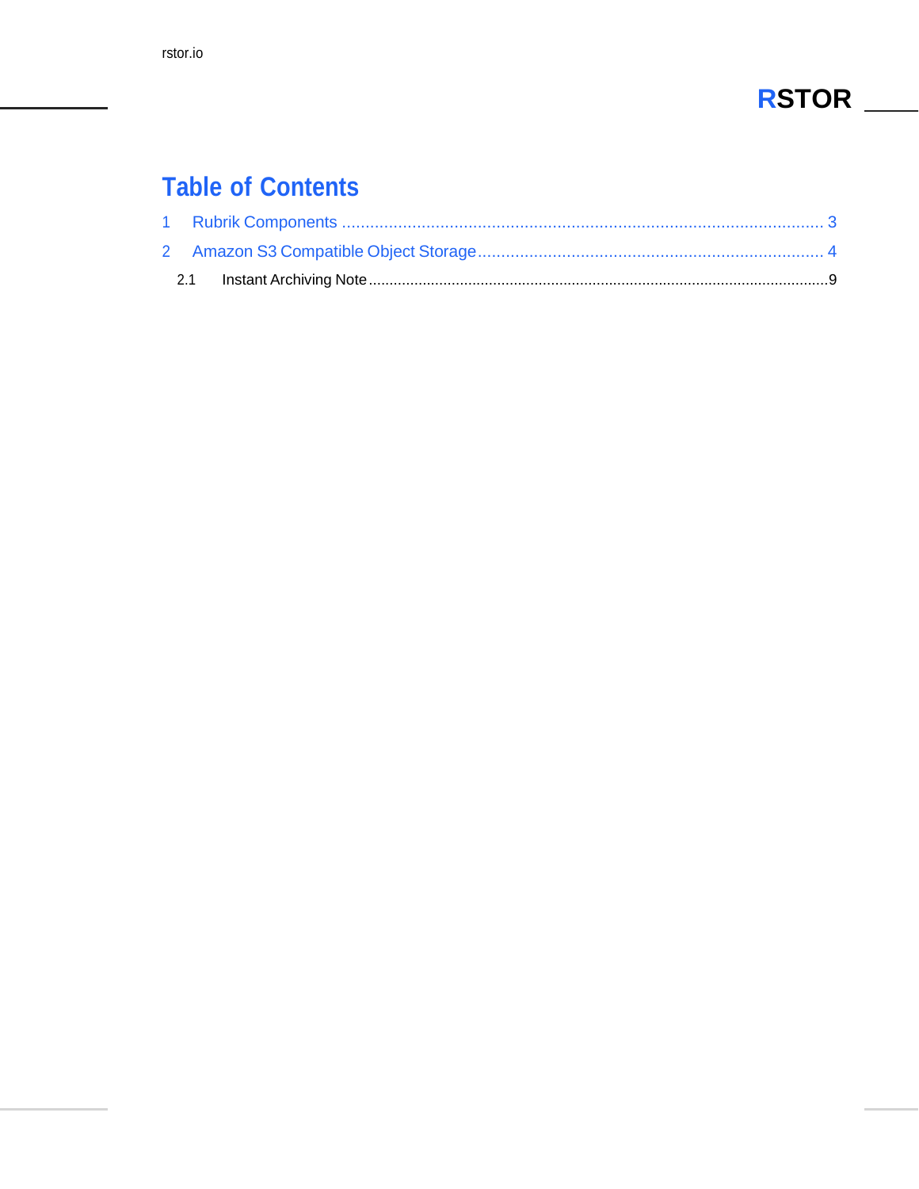# Table of Contents

1 Rubrik Components ........................................................................................................ 3

2 Amazon S3 Compatible Object Storage .......................................................................... 4

2.1 Instant Archiving Note .............................................................................................................. 9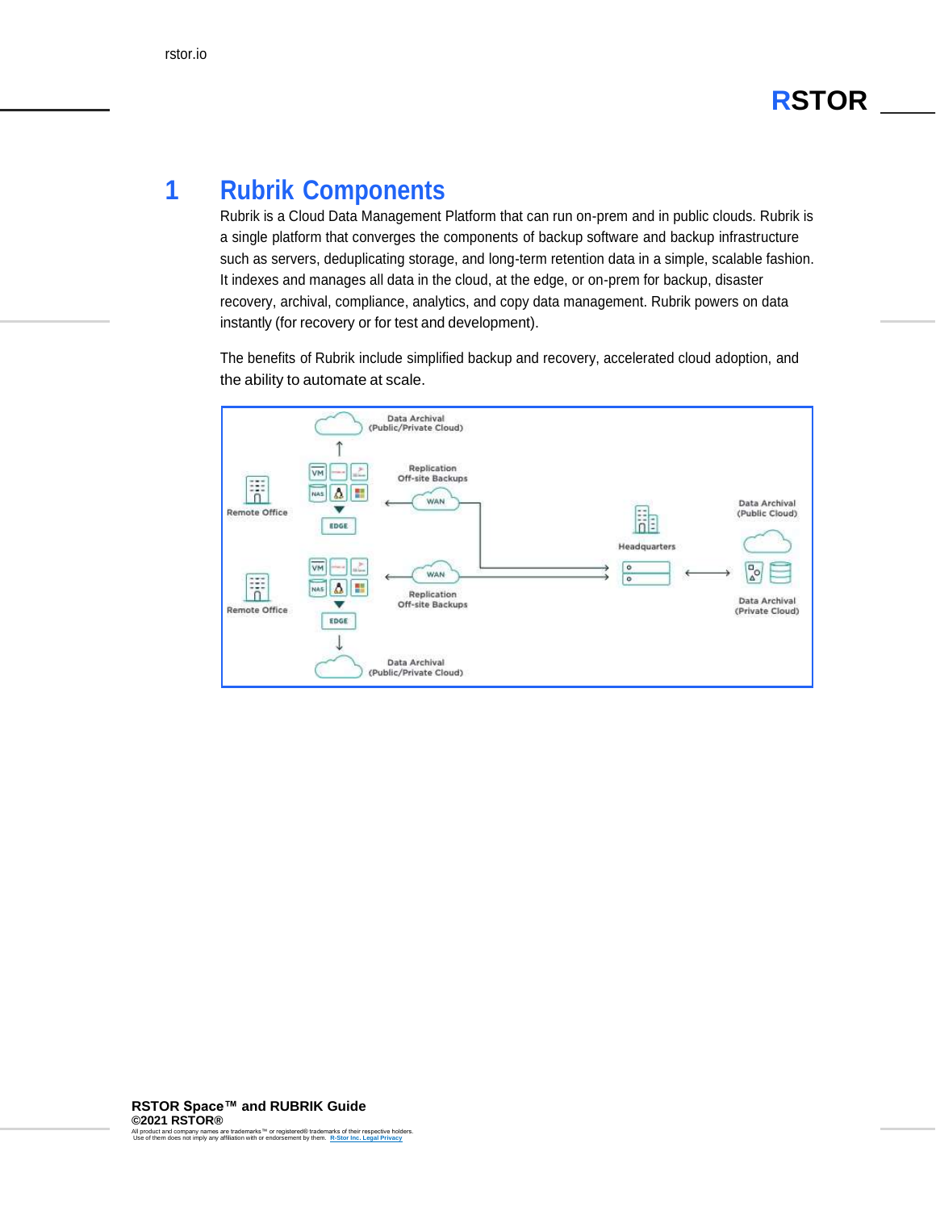# 1 Rubrik Components

Rubrik is a Cloud Data Management Platform that can run on-prem and in public clouds. Rubrik is a single platform that converges the components of backup software and backup infrastructure such as servers, deduplicating storage, and long-term retention data in a simple, scalable fashion. It indexes and manages all data in the cloud, at the edge, or on-prem for backup, disaster recovery, archival, compliance, analytics, and copy data management. Rubrik powers on data instantly (for recovery or for test and development).

The benefits of Rubrik include simplified backup and recovery, accelerated cloud adoption, and the ability to automate at scale.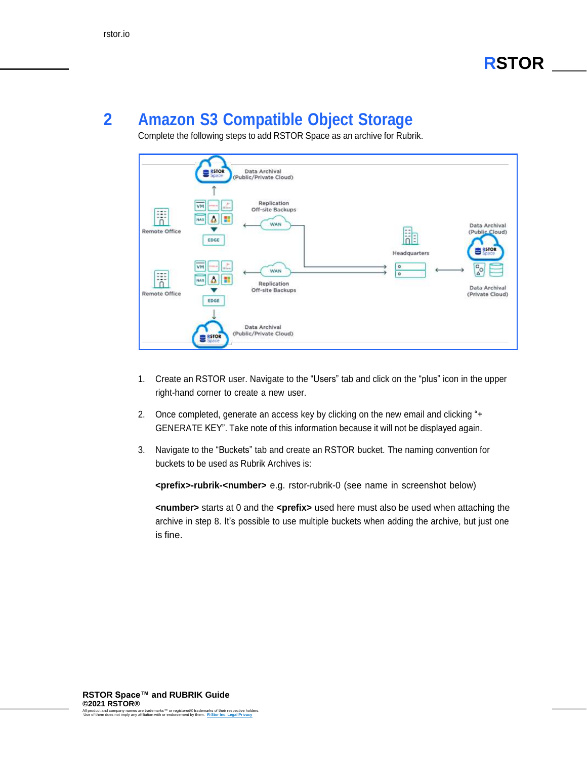## 2 Amazon S3 Compatible Object Storage

Complete the following steps to add RSTOR Space as an archive for Rubrik.

1. Create an RSTOR user. Navigate to the “Users” tab and click on the “plus” icon in the upper right-hand corner to create a new user.

2. Once completed, generate an access key by clicking on the new email and clicking “+ GENERATE KEY”. Take note of this information because it will not be displayed again.

3. Navigate to the “Buckets” tab and create an RSTOR bucket. The naming convention for buckets to be used as Rubrik Archives is:

   **<prefix>-rubrik-<number>** e.g. rstor-rubrik-0 (see name in screenshot below)

   **<number>** starts at 0 and the **<prefix>** used here must also be used when attaching the archive in step 8. It's possible to use multiple buckets when adding the archive, but just one is fine.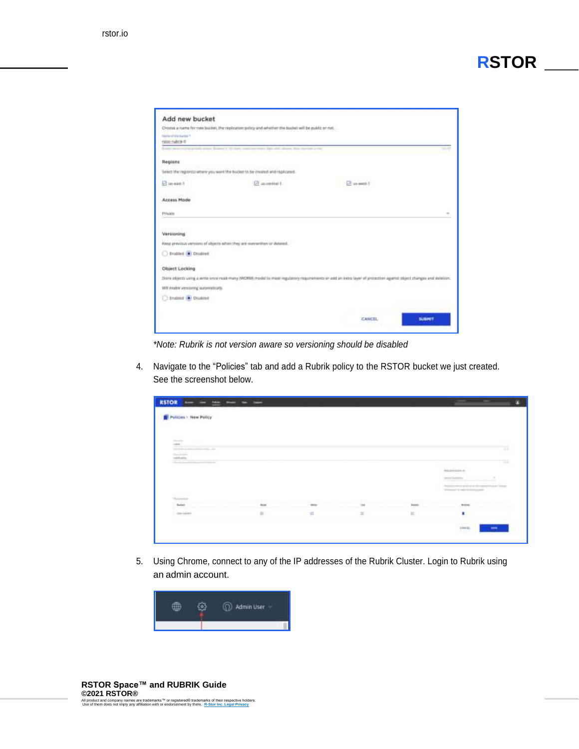*Note: Rubrik is not version aware so versioning should be disabled

4. Navigate to the "Policies" tab and add a Rubrik policy to the RSTOR bucket we just created. See the screenshot below.

5. Using Chrome, connect to any of the IP addresses of the Rubrik Cluster. Login to Rubrik using an admin account.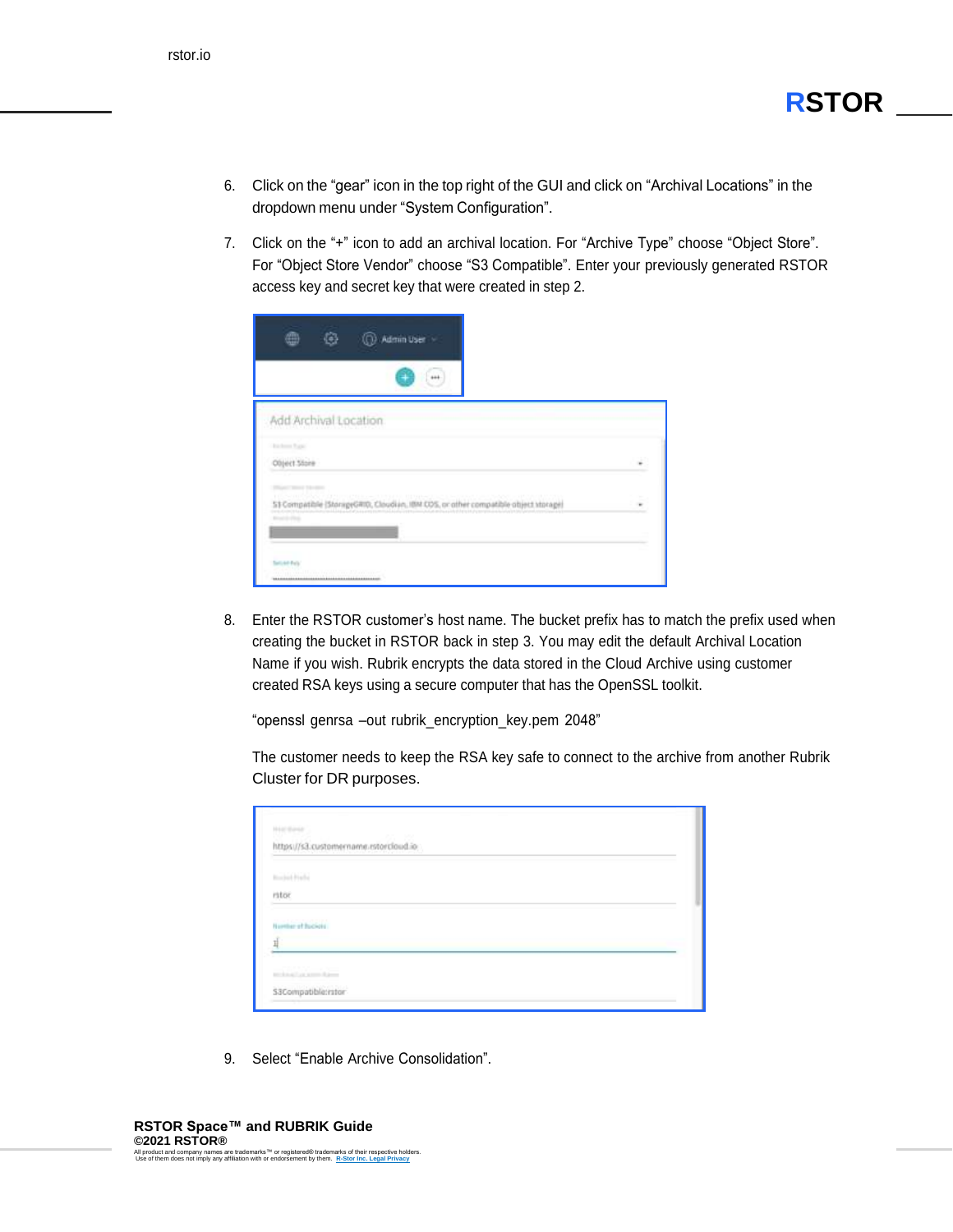6. Click on the “gear” icon in the top right of the GUI and click on “Archival Locations” in the dropdown menu under “System Configuration”.

7. Click on the “+” icon to add an archival location. For “Archive Type” choose “Object Store”. For “Object Store Vendor” choose “S3 Compatible”. Enter your previously generated RSTOR access key and secret key that were created in step 2.

8. Enter the RSTOR customer’s host name. The bucket prefix has to match the prefix used when creating the bucket in RSTOR back in step 3. You may edit the default Archival Location Name if you wish. Rubrik encrypts the data stored in the Cloud Archive using customer created RSA keys using a secure computer that has the OpenSSL toolkit.

   “openssl genrsa –out rubrik_encryption_key.pem 2048”

   The customer needs to keep the RSA key safe to connect to the archive from another Rubrik Cluster for DR purposes.

9. Select “Enable Archive Consolidation”.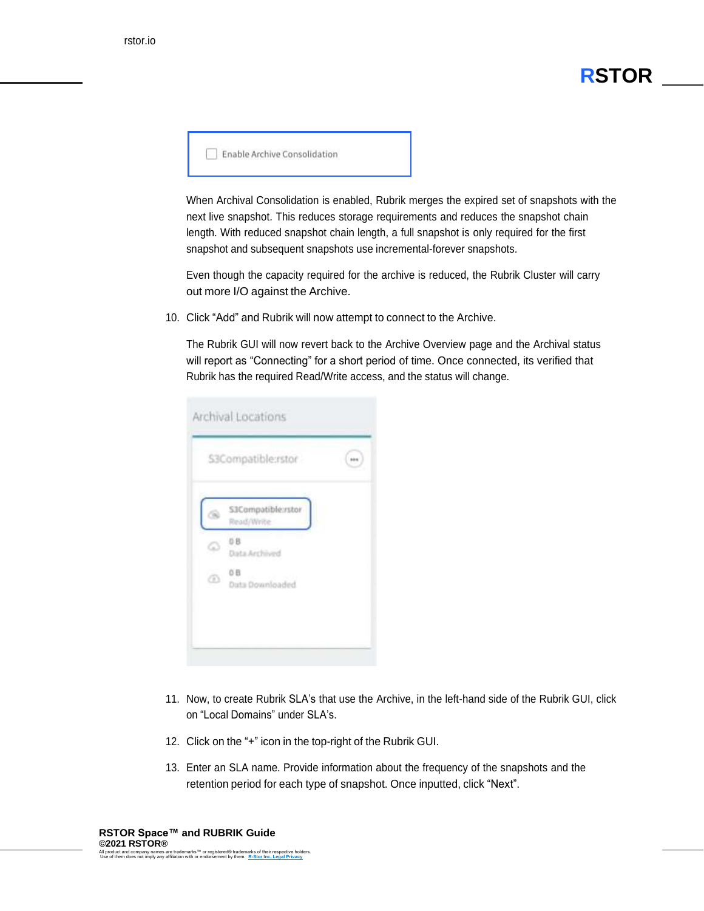When Archival Consolidation is enabled, Rubrik merges the expired set of snapshots with the next live snapshot. This reduces storage requirements and reduces the snapshot chain length. With reduced snapshot chain length, a full snapshot is only required for the first snapshot and subsequent snapshots use incremental-forever snapshots.

Even though the capacity required for the archive is reduced, the Rubrik Cluster will carry out more I/O against the Archive.

10. Click "Add" and Rubrik will now attempt to connect to the Archive.

    The Rubrik GUI will now revert back to the Archive Overview page and the Archival status will report as "Connecting" for a short period of time. Once connected, its verified that Rubrik has the required Read/Write access, and the status will change.

11. Now, to create Rubrik SLA's that use the Archive, in the left-hand side of the Rubrik GUI, click on "Local Domains" under SLA's.

12. Click on the "+" icon in the top-right of the Rubrik GUI.

13. Enter an SLA name. Provide information about the frequency of the snapshots and the retention period for each type of snapshot. Once inputted, click "Next".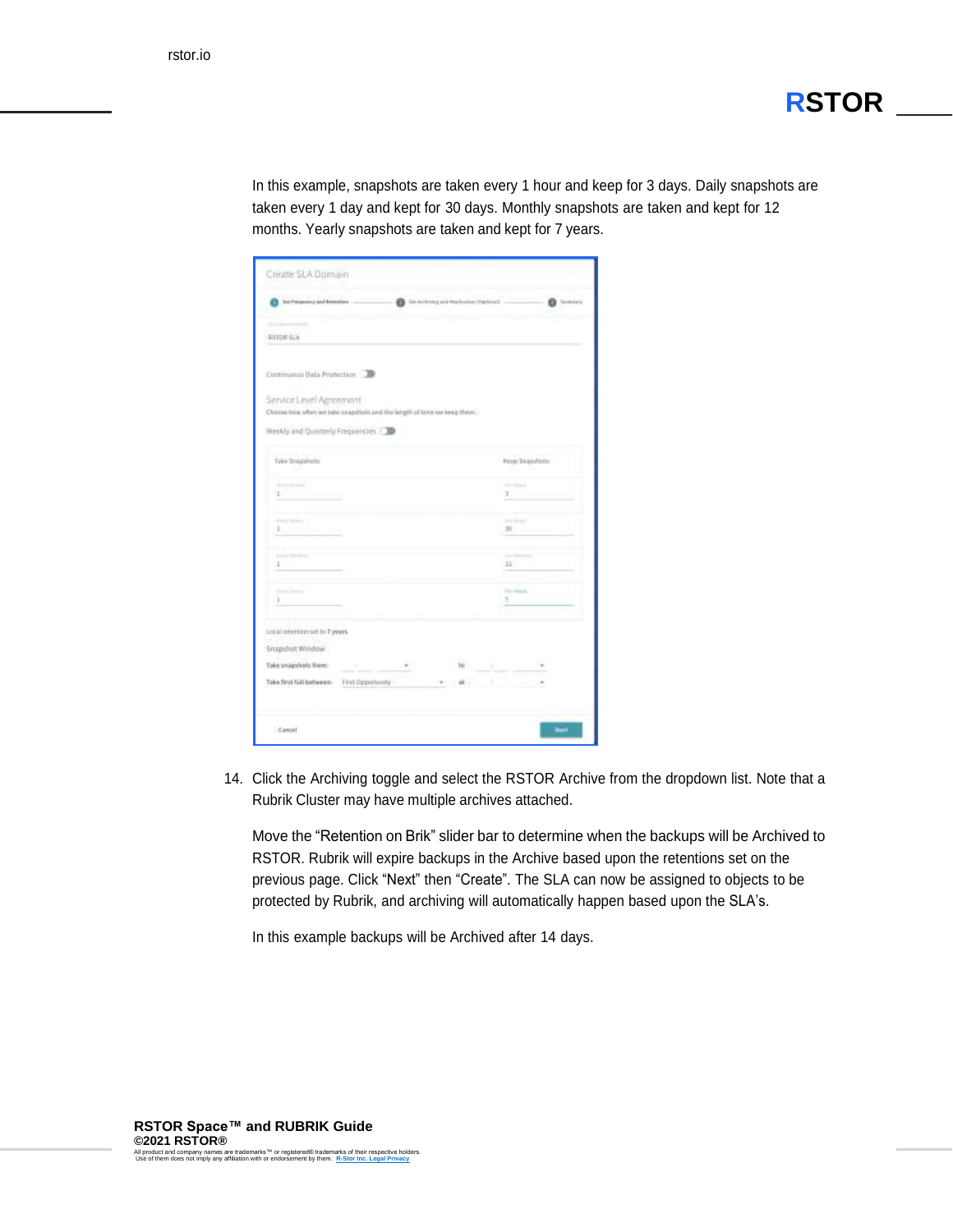In this example, snapshots are taken every 1 hour and keep for 3 days. Daily snapshots are taken every 1 day and kept for 30 days. Monthly snapshots are taken and kept for 12 months. Yearly snapshots are taken and kept for 7 years.

14. Click the Archiving toggle and select the RSTOR Archive from the dropdown list. Note that a Rubrik Cluster may have multiple archives attached.

    Move the "Retention on Brik" slider bar to determine when the backups will be Archived to RSTOR. Rubrik will expire backups in the Archive based upon the retentions set on the previous page. Click "Next" then "Create". The SLA can now be assigned to objects to be protected by Rubrik, and archiving will automatically happen based upon the SLA's.

    In this example backups will be Archived after 14 days.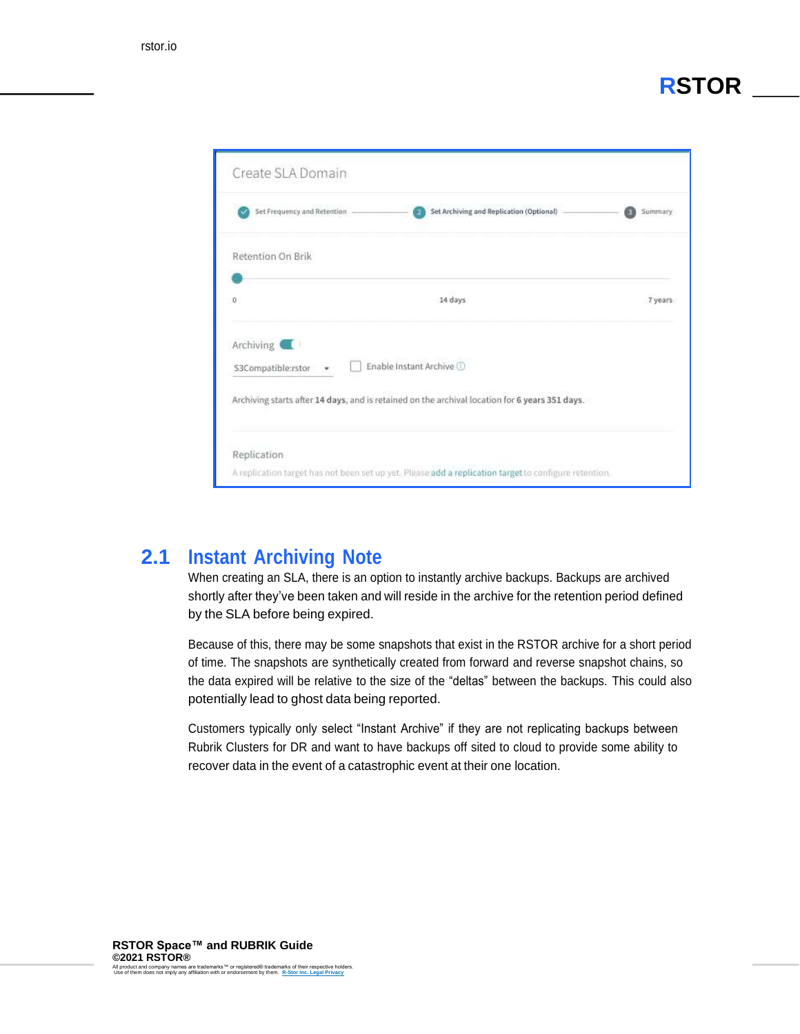## 2.1 Instant Archiving Note

When creating an SLA, there is an option to instantly archive backups. Backups are archived shortly after they've been taken and will reside in the archive for the retention period defined by the SLA before being expired.

Because of this, there may be some snapshots that exist in the RSTOR archive for a short period of time. The snapshots are synthetically created from forward and reverse snapshot chains, so the data expired will be relative to the size of the "deltas" between the backups. This could also potentially lead to ghost data being reported.

Customers typically only select "Instant Archive" if they are not replicating backups between Rubrik Clusters for DR and want to have backups off sited to cloud to provide some ability to recover data in the event of a catastrophic event at their one location.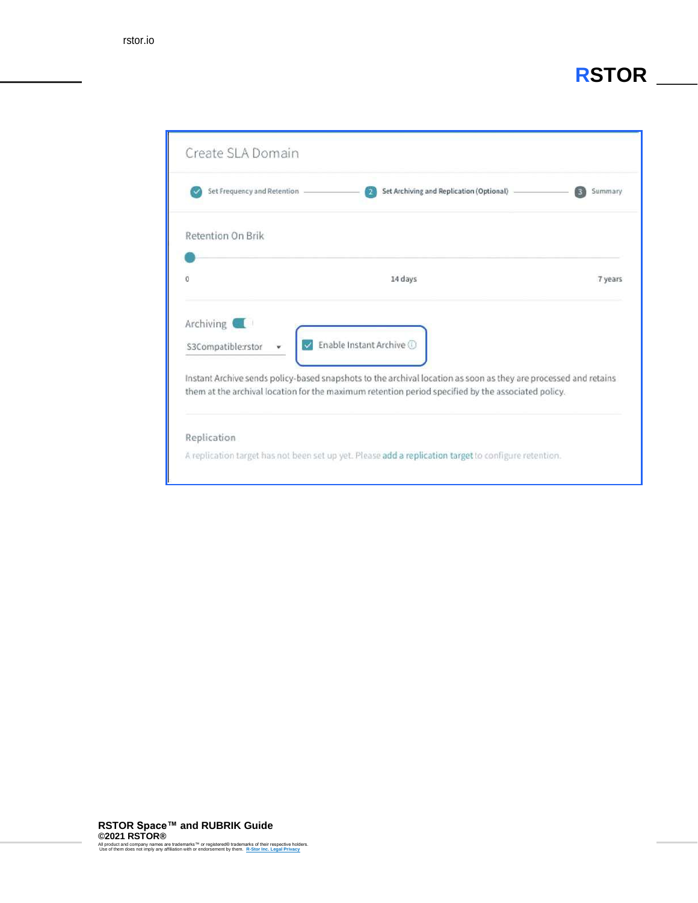Create SLA Domain

Set Frequency and Retention — 2 Set Archiving and Replication (Optional) — 3 Summary

Retention On Brik

0 — 14 days — 7 years

Archiving

S3Compatible:rstor

Enable Instant Archive

Instant Archive sends policy-based snapshots to the archival location as soon as they are processed and retains them at the archival location for the maximum retention period specified by the associated policy.

Replication

A replication target has not been set up yet. Please add a replication target to configure retention.